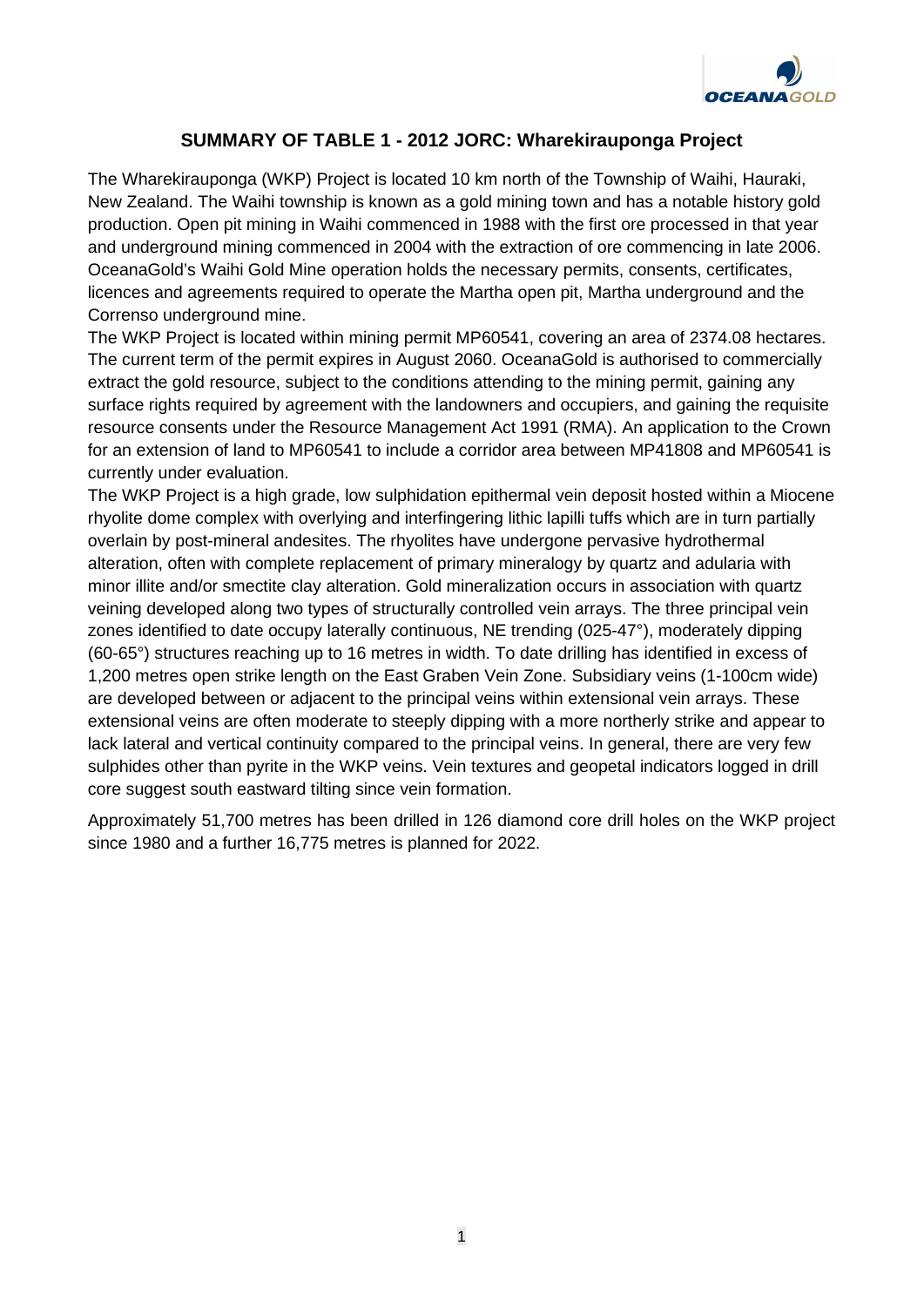## SUMMARY OF TABLE 1 - 2012 JORC: Wharekirauponga Project

The Wharekirauponga (WKP) Project is located 10 km north of the Township of Waihi, Hauraki, New Zealand. The Waihi township is known as a gold mining town and has a notable history gold production. Open pit mining in Waihi commenced in 1988 with the first ore processed in that year and underground mining commenced in 2004 with the extraction of ore commencing in late 2006. OceanaGold's Waihi Gold Mine operation holds the necessary permits, consents, certificates, licences and agreements required to operate the Martha open pit, Martha underground and the Correnso underground mine.

The WKP Project is located within mining permit MP60541, covering an area of 2374.08 hectares. The current term of the permit expires in August 2060. OceanaGold is authorised to commercially extract the gold resource, subject to the conditions attending to the mining permit, gaining any surface rights required by agreement with the landowners and occupiers, and gaining the requisite resource consents under the Resource Management Act 1991 (RMA). An application to the Crown for an extension of land to MP60541 to include a corridor area between MP41808 and MP60541 is currently under evaluation.

The WKP Project is a high grade, low sulphidation epithermal vein deposit hosted within a Miocene rhyolite dome complex with overlying and interfingering lithic lapilli tuffs which are in turn partially overlain by post-mineral andesites. The rhyolites have undergone pervasive hydrothermal alteration, often with complete replacement of primary mineralogy by quartz and adularia with minor illite and/or smectite clay alteration. Gold mineralization occurs in association with quartz veining developed along two types of structurally controlled vein arrays. The three principal vein zones identified to date occupy laterally continuous, NE trending (025-47°), moderately dipping (60-65°) structures reaching up to 16 metres in width. To date drilling has identified in excess of 1,200 metres open strike length on the East Graben Vein Zone. Subsidiary veins (1-100cm wide) are developed between or adjacent to the principal veins within extensional vein arrays. These extensional veins are often moderate to steeply dipping with a more northerly strike and appear to lack lateral and vertical continuity compared to the principal veins. In general, there are very few sulphides other than pyrite in the WKP veins. Vein textures and geopetal indicators logged in drill core suggest south eastward tilting since vein formation.

Approximately 51,700 metres has been drilled in 126 diamond core drill holes on the WKP project since 1980 and a further 16,775 metres is planned for 2022.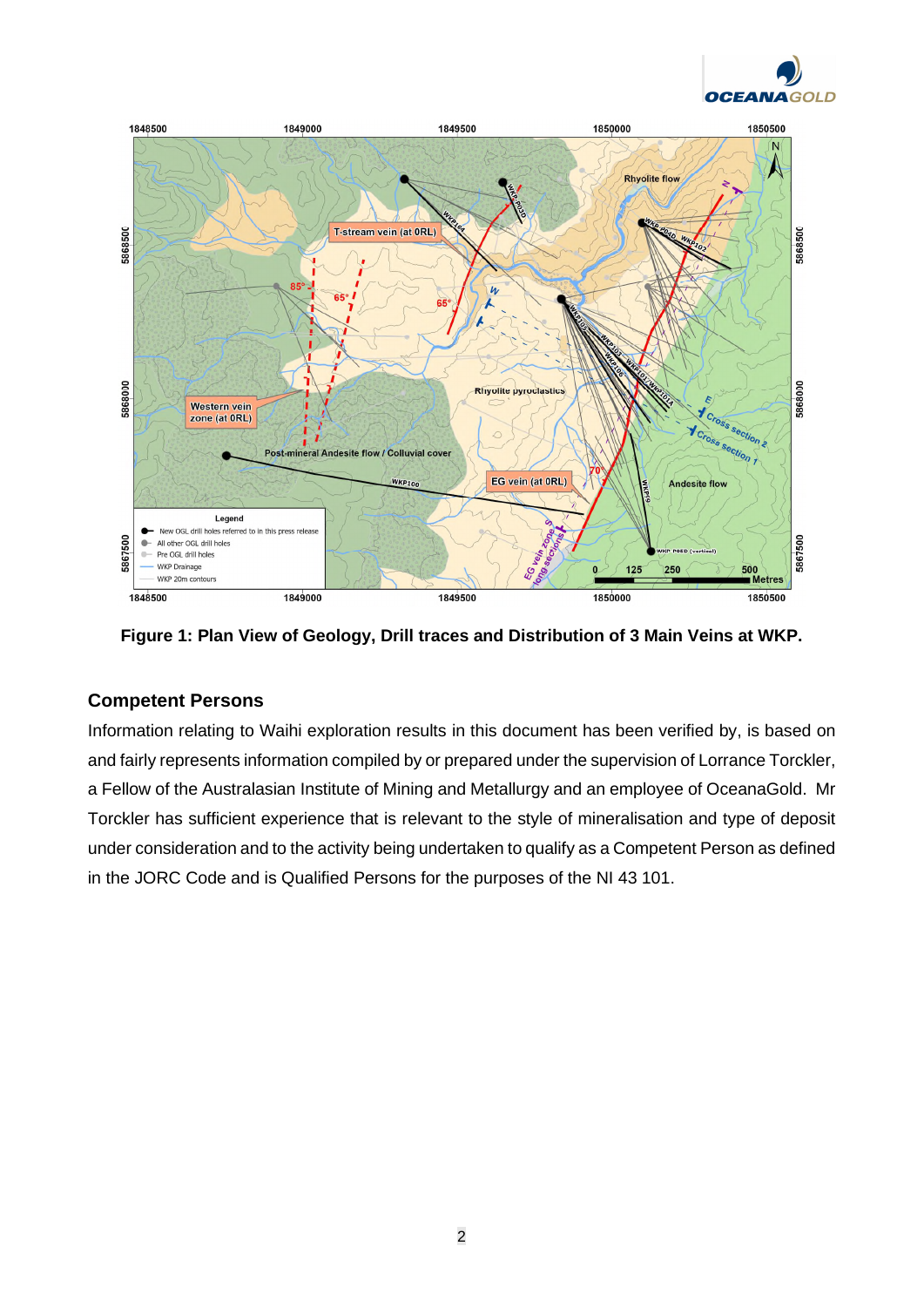**Figure 1: Plan View of Geology, Drill traces and Distribution of 3 Main Veins at WKP.**

## Competent Persons

Information relating to Waihi exploration results in this document has been verified by, is based on and fairly represents information compiled by or prepared under the supervision of Lorrance Torckler, a Fellow of the Australasian Institute of Mining and Metallurgy and an employee of OceanaGold. Mr Torckler has sufficient experience that is relevant to the style of mineralisation and type of deposit under consideration and to the activity being undertaken to qualify as a Competent Person as defined in the JORC Code and is Qualified Persons for the purposes of the NI 43 101.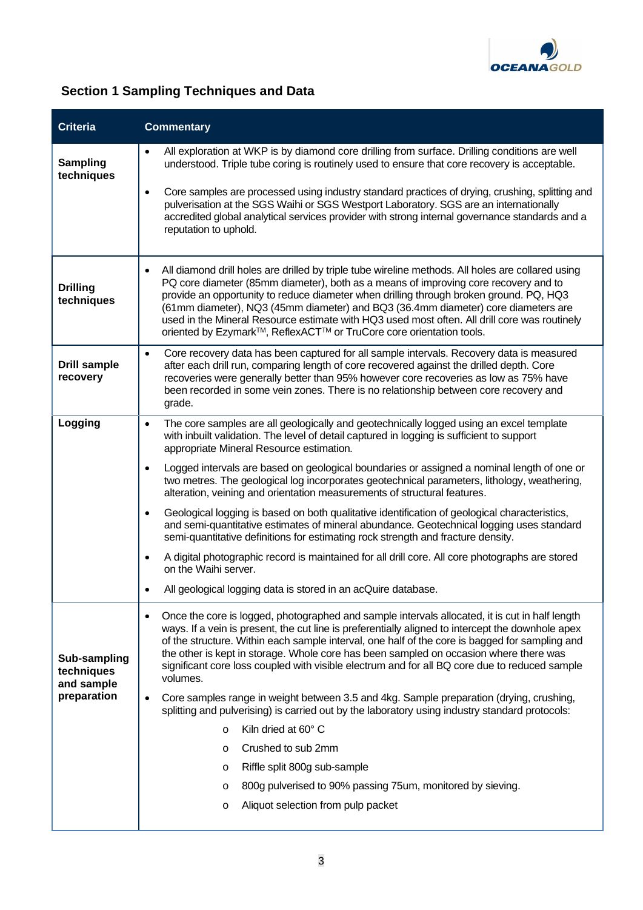## Section 1 Sampling Techniques and Data

| Criteria | Commentary |
|---|---|
| **Sampling techniques** | • All exploration at WKP is by diamond core drilling from surface. Drilling conditions are well understood. Triple tube coring is routinely used to ensure that core recovery is acceptable.<br><br>• Core samples are processed using industry standard practices of drying, crushing, splitting and pulverisation at the SGS Waihi or SGS Westport Laboratory. SGS are an internationally accredited global analytical services provider with strong internal governance standards and a reputation to uphold. |
| **Drilling techniques** | • All diamond drill holes are drilled by triple tube wireline methods. All holes are collared using PQ core diameter (85mm diameter), both as a means of improving core recovery and to provide an opportunity to reduce diameter when drilling through broken ground. PQ, HQ3 (61mm diameter), NQ3 (45mm diameter) and BQ3 (36.4mm diameter) core diameters are used in the Mineral Resource estimate with HQ3 used most often. All drill core was routinely oriented by Ezymark™, ReflexACT™ or TruCore core orientation tools. |
| **Drill sample recovery** | • Core recovery data has been captured for all sample intervals. Recovery data is measured after each drill run, comparing length of core recovered against the drilled depth. Core recoveries were generally better than 95% however core recoveries as low as 75% have been recorded in some vein zones. There is no relationship between core recovery and grade. |
| **Logging** | • The core samples are all geologically and geotechnically logged using an excel template with inbuilt validation. The level of detail captured in logging is sufficient to support appropriate Mineral Resource estimation.<br><br>• Logged intervals are based on geological boundaries or assigned a nominal length of one or two metres. The geological log incorporates geotechnical parameters, lithology, weathering, alteration, veining and orientation measurements of structural features.<br><br>• Geological logging is based on both qualitative identification of geological characteristics, and semi-quantitative estimates of mineral abundance. Geotechnical logging uses standard semi-quantitative definitions for estimating rock strength and fracture density.<br><br>• A digital photographic record is maintained for all drill core. All core photographs are stored on the Waihi server.<br><br>• All geological logging data is stored in an acQuire database. |
| **Sub-sampling techniques and sample preparation** | • Once the core is logged, photographed and sample intervals allocated, it is cut in half length ways. If a vein is present, the cut line is preferentially aligned to intercept the downhole apex of the structure. Within each sample interval, one half of the core is bagged for sampling and the other is kept in storage. Whole core has been sampled on occasion where there was significant core loss coupled with visible electrum and for all BQ core due to reduced sample volumes.<br><br>• Core samples range in weight between 3.5 and 4kg. Sample preparation (drying, crushing, splitting and pulverising) is carried out by the laboratory using industry standard protocols:<br>  o Kiln dried at 60° C<br>  o Crushed to sub 2mm<br>  o Riffle split 800g sub-sample<br>  o 800g pulverised to 90% passing 75um, monitored by sieving.<br>  o Aliquot selection from pulp packet |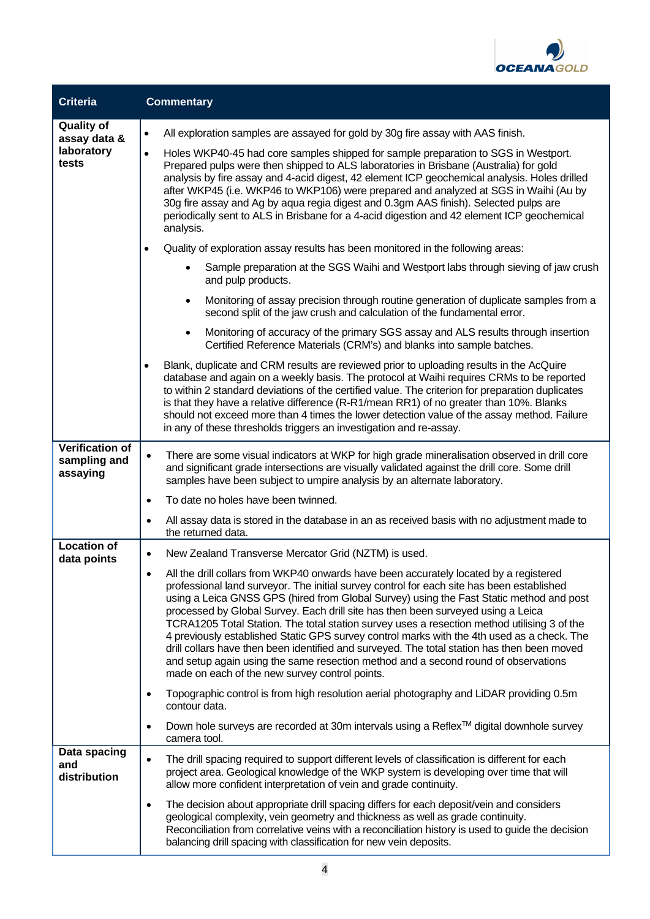| Criteria | Commentary |
|---|---|
| **Quality of assay data & laboratory tests** | • All exploration samples are assayed for gold by 30g fire assay with AAS finish.<br>• Holes WKP40-45 had core samples shipped for sample preparation to SGS in Westport. Prepared pulps were then shipped to ALS laboratories in Brisbane (Australia) for gold analysis by fire assay and 4-acid digest, 42 element ICP geochemical analysis. Holes drilled after WKP45 (i.e. WKP46 to WKP106) were prepared and analyzed at SGS in Waihi (Au by 30g fire assay and Ag by aqua regia digest and 0.3gm AAS finish). Selected pulps are periodically sent to ALS in Brisbane for a 4-acid digestion and 42 element ICP geochemical analysis.<br>• Quality of exploration assay results has been monitored in the following areas:<br>&nbsp;&nbsp;&nbsp;&nbsp;• Sample preparation at the SGS Waihi and Westport labs through sieving of jaw crush and pulp products.<br>&nbsp;&nbsp;&nbsp;&nbsp;• Monitoring of assay precision through routine generation of duplicate samples from a second split of the jaw crush and calculation of the fundamental error.<br>&nbsp;&nbsp;&nbsp;&nbsp;• Monitoring of accuracy of the primary SGS assay and ALS results through insertion Certified Reference Materials (CRM's) and blanks into sample batches.<br>• Blank, duplicate and CRM results are reviewed prior to uploading results in the AcQuire database and again on a weekly basis. The protocol at Waihi requires CRMs to be reported to within 2 standard deviations of the certified value. The criterion for preparation duplicates is that they have a relative difference (R-R1/mean RR1) of no greater than 10%. Blanks should not exceed more than 4 times the lower detection value of the assay method. Failure in any of these thresholds triggers an investigation and re-assay. |
| **Verification of sampling and assaying** | • There are some visual indicators at WKP for high grade mineralisation observed in drill core and significant grade intersections are visually validated against the drill core. Some drill samples have been subject to umpire analysis by an alternate laboratory.<br>• To date no holes have been twinned.<br>• All assay data is stored in the database in an as received basis with no adjustment made to the returned data. |
| **Location of data points** | • New Zealand Transverse Mercator Grid (NZTM) is used.<br>• All the drill collars from WKP40 onwards have been accurately located by a registered professional land surveyor. The initial survey control for each site has been established using a Leica GNSS GPS (hired from Global Survey) using the Fast Static method and post processed by Global Survey. Each drill site has then been surveyed using a Leica TCRA1205 Total Station. The total station survey uses a resection method utilising 3 of the 4 previously established Static GPS survey control marks with the 4th used as a check. The drill collars have then been identified and surveyed. The total station has then been moved and setup again using the same resection method and a second round of observations made on each of the new survey control points.<br>• Topographic control is from high resolution aerial photography and LiDAR providing 0.5m contour data.<br>• Down hole surveys are recorded at 30m intervals using a Reflex™ digital downhole survey camera tool. |
| **Data spacing and distribution** | • The drill spacing required to support different levels of classification is different for each project area. Geological knowledge of the WKP system is developing over time that will allow more confident interpretation of vein and grade continuity.<br>• The decision about appropriate drill spacing differs for each deposit/vein and considers geological complexity, vein geometry and thickness as well as grade continuity. Reconciliation from correlative veins with a reconciliation history is used to guide the decision balancing drill spacing with classification for new vein deposits. |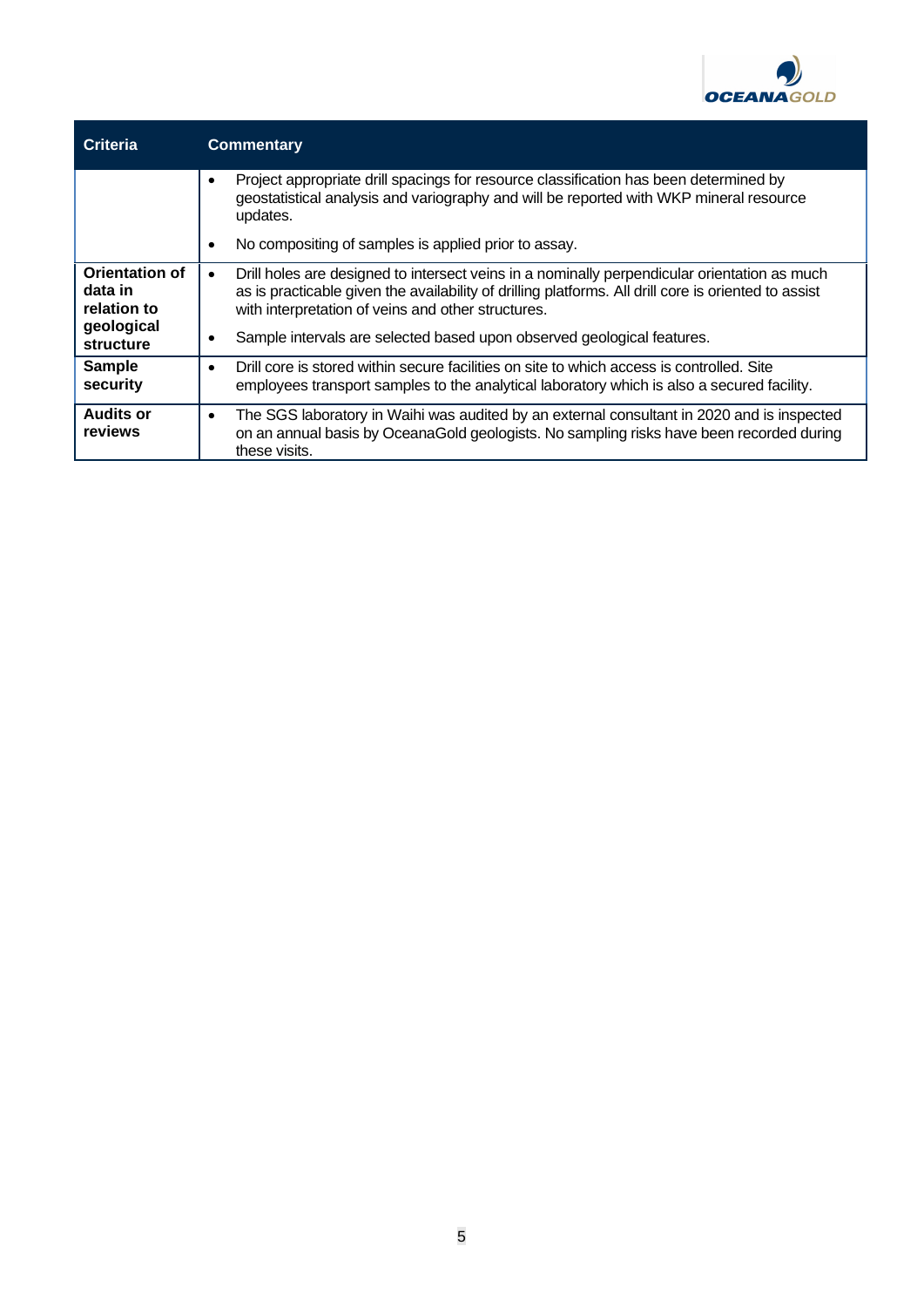| Criteria | Commentary |
| --- | --- |
| | • Project appropriate drill spacings for resource classification has been determined by geostatistical analysis and variography and will be reported with WKP mineral resource updates.<br>• No compositing of samples is applied prior to assay. |
| **Orientation of data in relation to geological structure** | • Drill holes are designed to intersect veins in a nominally perpendicular orientation as much as is practicable given the availability of drilling platforms. All drill core is oriented to assist with interpretation of veins and other structures.<br>• Sample intervals are selected based upon observed geological features. |
| **Sample security** | • Drill core is stored within secure facilities on site to which access is controlled. Site employees transport samples to the analytical laboratory which is also a secured facility. |
| **Audits or reviews** | • The SGS laboratory in Waihi was audited by an external consultant in 2020 and is inspected on an annual basis by OceanaGold geologists. No sampling risks have been recorded during these visits. |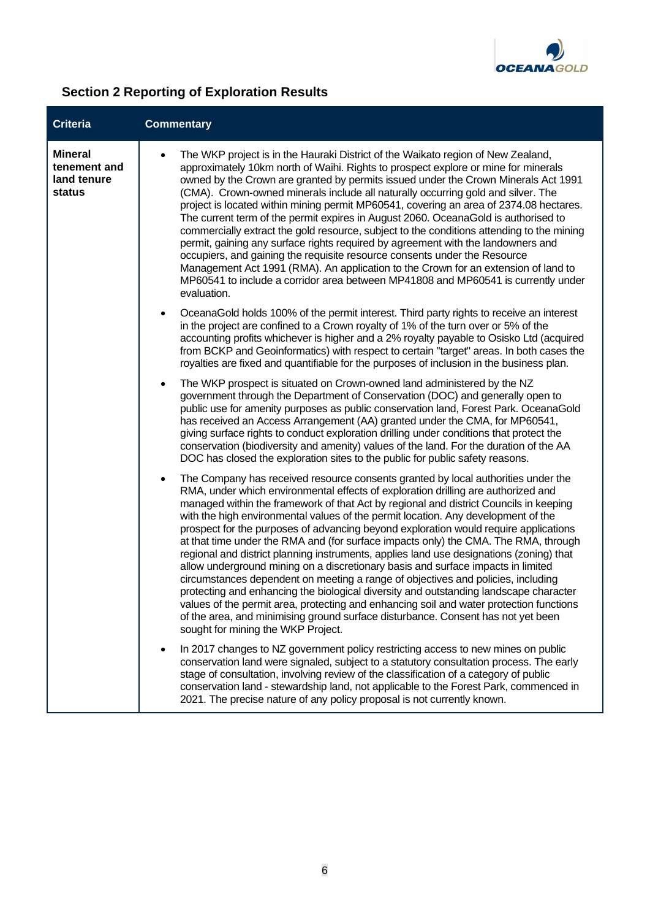## Section 2 Reporting of Exploration Results

| Criteria | Commentary |
|---|---|
| **Mineral tenement and land tenure status** | • The WKP project is in the Hauraki District of the Waikato region of New Zealand, approximately 10km north of Waihi. Rights to prospect explore or mine for minerals owned by the Crown are granted by permits issued under the Crown Minerals Act 1991 (CMA). Crown-owned minerals include all naturally occurring gold and silver. The project is located within mining permit MP60541, covering an area of 2374.08 hectares. The current term of the permit expires in August 2060. OceanaGold is authorised to commercially extract the gold resource, subject to the conditions attending to the mining permit, gaining any surface rights required by agreement with the landowners and occupiers, and gaining the requisite resource consents under the Resource Management Act 1991 (RMA). An application to the Crown for an extension of land to MP60541 to include a corridor area between MP41808 and MP60541 is currently under evaluation.<br><br>• OceanaGold holds 100% of the permit interest. Third party rights to receive an interest in the project are confined to a Crown royalty of 1% of the turn over or 5% of the accounting profits whichever is higher and a 2% royalty payable to Osisko Ltd (acquired from BCKP and Geoinformatics) with respect to certain "target" areas. In both cases the royalties are fixed and quantifiable for the purposes of inclusion in the business plan.<br><br>• The WKP prospect is situated on Crown-owned land administered by the NZ government through the Department of Conservation (DOC) and generally open to public use for amenity purposes as public conservation land, Forest Park. OceanaGold has received an Access Arrangement (AA) granted under the CMA, for MP60541, giving surface rights to conduct exploration drilling under conditions that protect the conservation (biodiversity and amenity) values of the land. For the duration of the AA DOC has closed the exploration sites to the public for public safety reasons.<br><br>• The Company has received resource consents granted by local authorities under the RMA, under which environmental effects of exploration drilling are authorized and managed within the framework of that Act by regional and district Councils in keeping with the high environmental values of the permit location. Any development of the prospect for the purposes of advancing beyond exploration would require applications at that time under the RMA and (for surface impacts only) the CMA. The RMA, through regional and district planning instruments, applies land use designations (zoning) that allow underground mining on a discretionary basis and surface impacts in limited circumstances dependent on meeting a range of objectives and policies, including protecting and enhancing the biological diversity and outstanding landscape character values of the permit area, protecting and enhancing soil and water protection functions of the area, and minimising ground surface disturbance. Consent has not yet been sought for mining the WKP Project.<br><br>• In 2017 changes to NZ government policy restricting access to new mines on public conservation land were signaled, subject to a statutory consultation process. The early stage of consultation, involving review of the classification of a category of public conservation land - stewardship land, not applicable to the Forest Park, commenced in 2021. The precise nature of any policy proposal is not currently known. |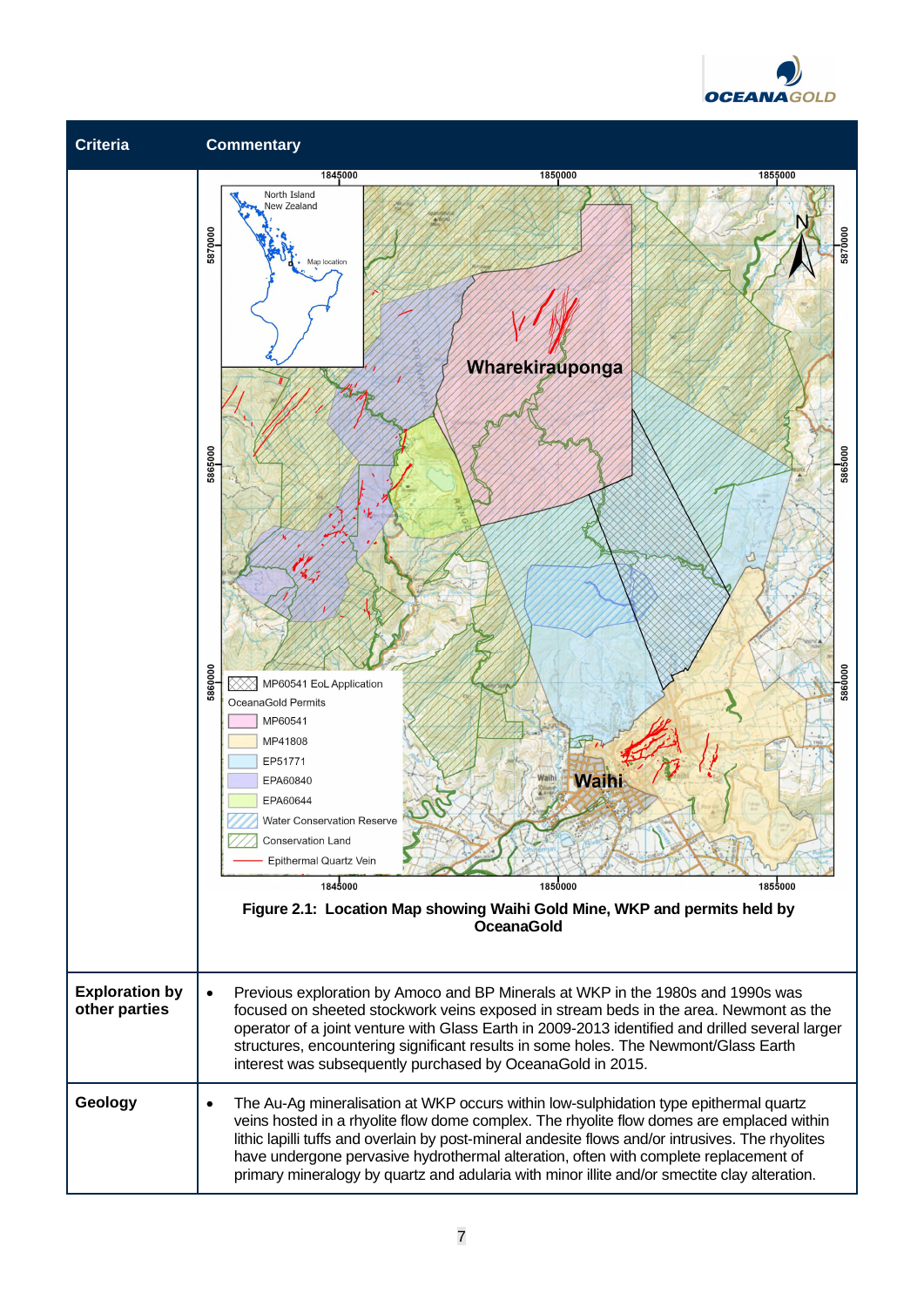| Criteria | Commentary |
|---|---|
| | **Figure 2.1: Location Map showing Waihi Gold Mine, WKP and permits held by OceanaGold** |
| **Exploration by other parties** | • Previous exploration by Amoco and BP Minerals at WKP in the 1980s and 1990s was focused on sheeted stockwork veins exposed in stream beds in the area. Newmont as the operator of a joint venture with Glass Earth in 2009-2013 identified and drilled several larger structures, encountering significant results in some holes. The Newmont/Glass Earth interest was subsequently purchased by OceanaGold in 2015. |
| **Geology** | • The Au-Ag mineralisation at WKP occurs within low-sulphidation type epithermal quartz veins hosted in a rhyolite flow dome complex. The rhyolite flow domes are emplaced within lithic lapilli tuffs and overlain by post-mineral andesite flows and/or intrusives. The rhyolites have undergone pervasive hydrothermal alteration, often with complete replacement of primary mineralogy by quartz and adularia with minor illite and/or smectite clay alteration. |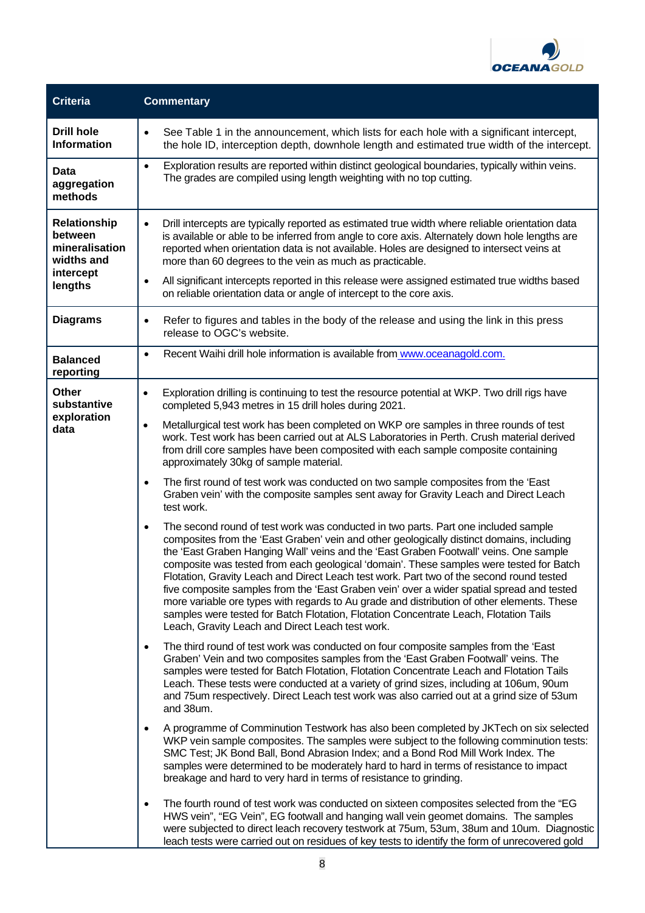| Criteria | Commentary |
|---|---|
| **Drill hole Information** | • See Table 1 in the announcement, which lists for each hole with a significant intercept, the hole ID, interception depth, downhole length and estimated true width of the intercept. |
| **Data aggregation methods** | • Exploration results are reported within distinct geological boundaries, typically within veins. The grades are compiled using length weighting with no top cutting. |
| **Relationship between mineralisation widths and intercept lengths** | • Drill intercepts are typically reported as estimated true width where reliable orientation data is available or able to be inferred from angle to core axis. Alternately down hole lengths are reported when orientation data is not available. Holes are designed to intersect veins at more than 60 degrees to the vein as much as practicable.<br>• All significant intercepts reported in this release were assigned estimated true widths based on reliable orientation data or angle of intercept to the core axis. |
| **Diagrams** | • Refer to figures and tables in the body of the release and using the link in this press release to OGC's website. |
| **Balanced reporting** | • Recent Waihi drill hole information is available from www.oceanagold.com. |
| **Other substantive exploration data** | • Exploration drilling is continuing to test the resource potential at WKP. Two drill rigs have completed 5,943 metres in 15 drill holes during 2021.<br>• Metallurgical test work has been completed on WKP ore samples in three rounds of test work. Test work has been carried out at ALS Laboratories in Perth. Crush material derived from drill core samples have been composited with each sample composite containing approximately 30kg of sample material.<br>• The first round of test work was conducted on two sample composites from the 'East Graben vein' with the composite samples sent away for Gravity Leach and Direct Leach test work.<br>• The second round of test work was conducted in two parts. Part one included sample composites from the 'East Graben' vein and other geologically distinct domains, including the 'East Graben Hanging Wall' veins and the 'East Graben Footwall' veins. One sample composite was tested from each geological 'domain'. These samples were tested for Batch Flotation, Gravity Leach and Direct Leach test work. Part two of the second round tested five composite samples from the 'East Graben vein' over a wider spatial spread and tested more variable ore types with regards to Au grade and distribution of other elements. These samples were tested for Batch Flotation, Flotation Concentrate Leach, Flotation Tails Leach, Gravity Leach and Direct Leach test work.<br>• The third round of test work was conducted on four composite samples from the 'East Graben' Vein and two composites samples from the 'East Graben Footwall' veins. The samples were tested for Batch Flotation, Flotation Concentrate Leach and Flotation Tails Leach. These tests were conducted at a variety of grind sizes, including at 106um, 90um and 75um respectively. Direct Leach test work was also carried out at a grind size of 53um and 38um.<br>• A programme of Comminution Testwork has also been completed by JKTech on six selected WKP vein sample composites. The samples were subject to the following comminution tests: SMC Test; JK Bond Ball, Bond Abrasion Index; and a Bond Rod Mill Work Index. The samples were determined to be moderately hard to hard in terms of resistance to impact breakage and hard to very hard in terms of resistance to grinding.<br>• The fourth round of test work was conducted on sixteen composites selected from the "EG HWS vein", "EG Vein", EG footwall and hanging wall vein geomet domains. The samples were subjected to direct leach recovery testwork at 75um, 53um, 38um and 10um. Diagnostic leach tests were carried out on residues of key tests to identify the form of unrecovered gold |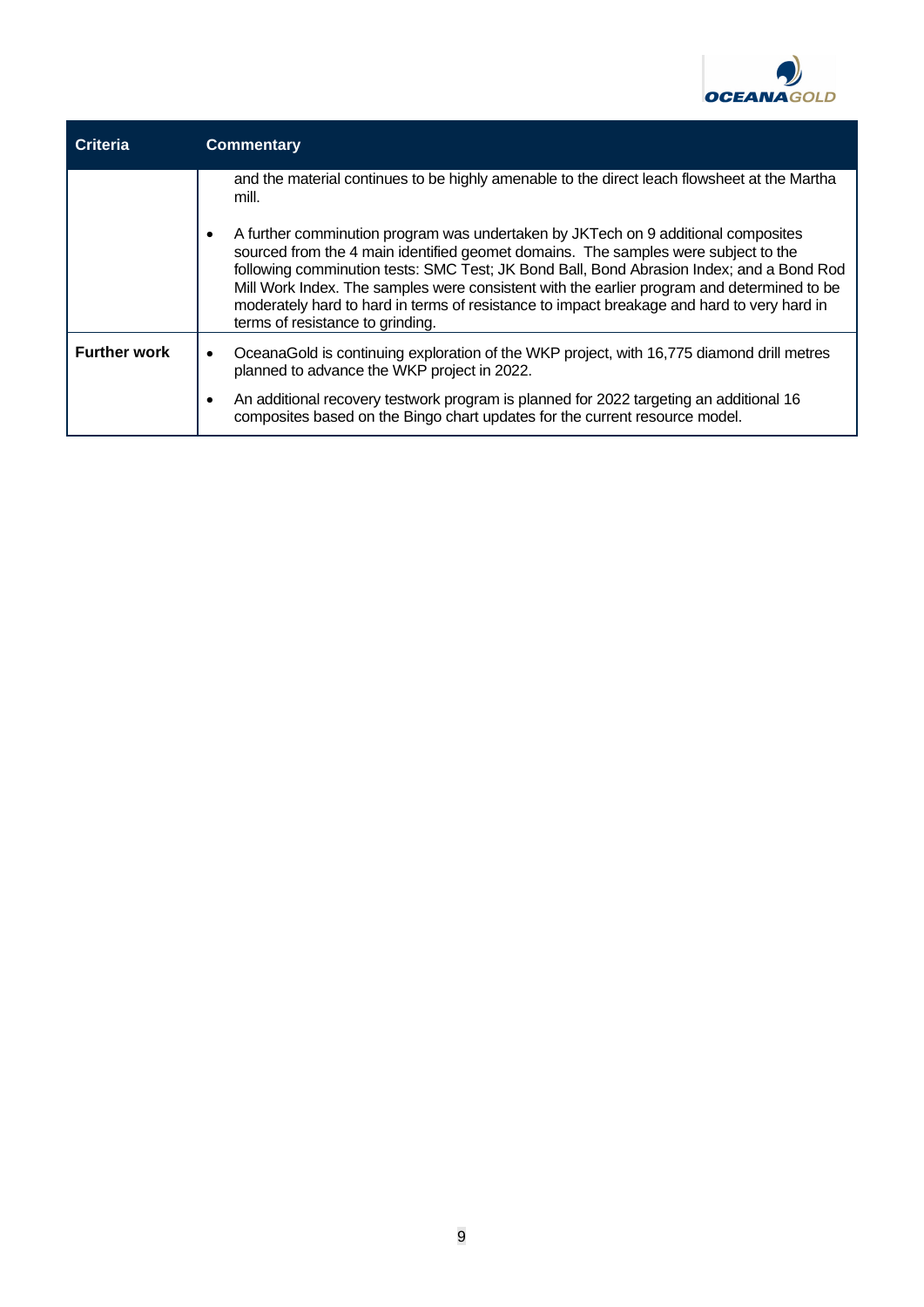| Criteria | Commentary |
| --- | --- |
| | and the material continues to be highly amenable to the direct leach flowsheet at the Martha mill.<br><br>• A further comminution program was undertaken by JKTech on 9 additional composites sourced from the 4 main identified geomet domains. The samples were subject to the following comminution tests: SMC Test; JK Bond Ball, Bond Abrasion Index; and a Bond Rod Mill Work Index. The samples were consistent with the earlier program and determined to be moderately hard to hard in terms of resistance to impact breakage and hard to very hard in terms of resistance to grinding. |
| **Further work** | • OceanaGold is continuing exploration of the WKP project, with 16,775 diamond drill metres planned to advance the WKP project in 2022.<br><br>• An additional recovery testwork program is planned for 2022 targeting an additional 16 composites based on the Bingo chart updates for the current resource model. |